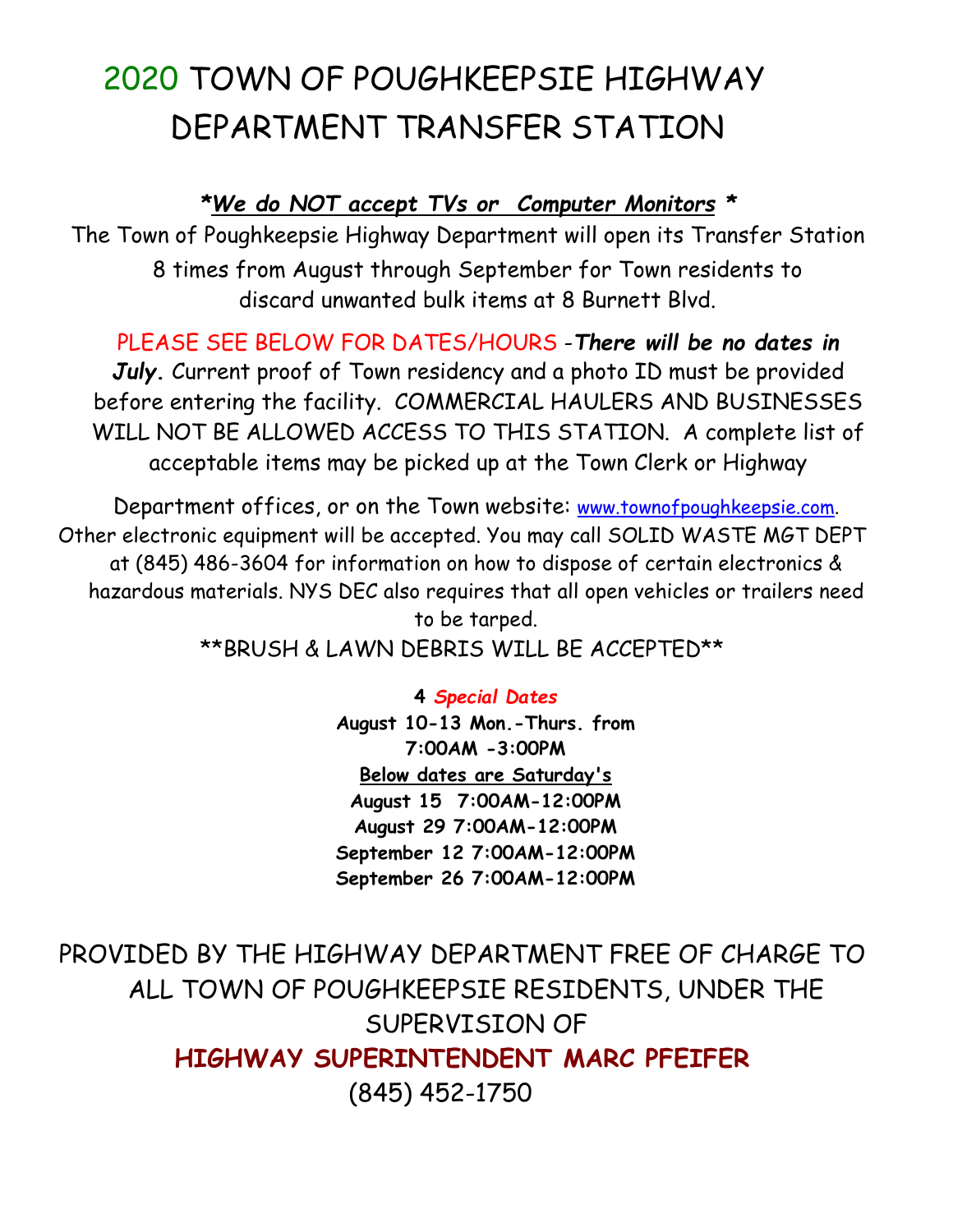# 2020 TOWN OF POUGHKEEPSIE HIGHWAY DEPARTMENT TRANSFER STATION

***We do NOT accept TVs or Computer Monitors* ***

The Town of Poughkeepsie Highway Department will open its Transfer Station 8 times from August through September for Town residents to discard unwanted bulk items at 8 Burnett Blvd.

PLEASE SEE BELOW FOR DATES/HOURS -***There will be no dates in July.*** Current proof of Town residency and a photo ID must be provided before entering the facility. COMMERCIAL HAULERS AND BUSINESSES WILL NOT BE ALLOWED ACCESS TO THIS STATION. A complete list of acceptable items may be picked up at the Town Clerk or Highway

Department offices, or on the Town website: www.townofpoughkeepsie.com. Other electronic equipment will be accepted. You may call SOLID WASTE MGT DEPT at (845) 486-3604 for information on how to dispose of certain electronics & hazardous materials. NYS DEC also requires that all open vehicles or trailers need to be tarped.

**BRUSH & LAWN DEBRIS WILL BE ACCEPTED**

**4 *Special Dates***
**August 10-13 Mon.-Thurs. from 7:00AM -3:00PM**

**Below dates are Saturday's**
**August 15 7:00AM-12:00PM**
**August 29 7:00AM-12:00PM**
**September 12 7:00AM-12:00PM**
**September 26 7:00AM-12:00PM**

PROVIDED BY THE HIGHWAY DEPARTMENT FREE OF CHARGE TO ALL TOWN OF POUGHKEEPSIE RESIDENTS, UNDER THE SUPERVISION OF

**HIGHWAY SUPERINTENDENT MARC PFEIFER**

(845) 452-1750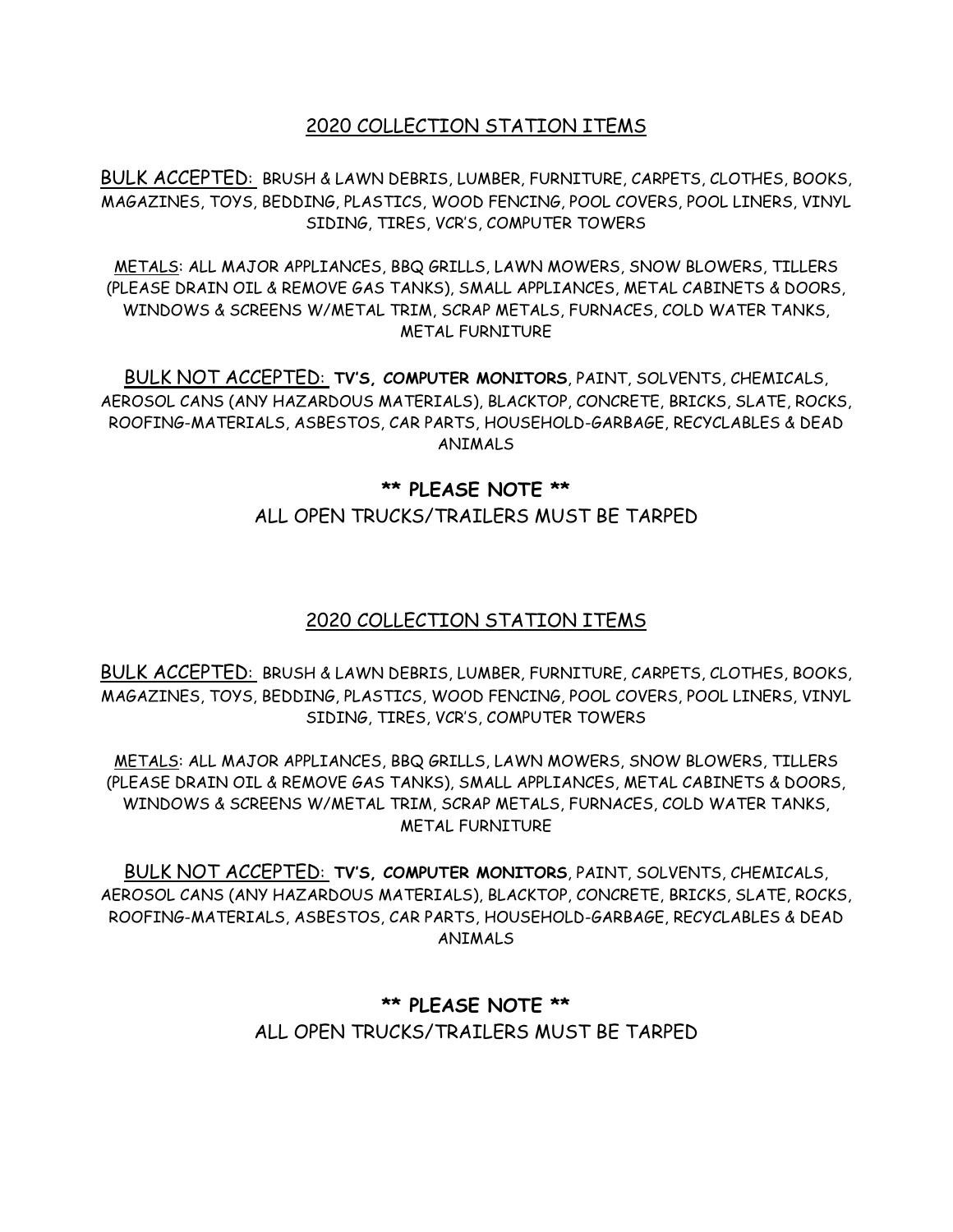## 2020 COLLECTION STATION ITEMS

BULK ACCEPTED: BRUSH & LAWN DEBRIS, LUMBER, FURNITURE, CARPETS, CLOTHES, BOOKS, MAGAZINES, TOYS, BEDDING, PLASTICS, WOOD FENCING, POOL COVERS, POOL LINERS, VINYL SIDING, TIRES, VCR'S, COMPUTER TOWERS

METALS: ALL MAJOR APPLIANCES, BBQ GRILLS, LAWN MOWERS, SNOW BLOWERS, TILLERS (PLEASE DRAIN OIL & REMOVE GAS TANKS), SMALL APPLIANCES, METAL CABINETS & DOORS, WINDOWS & SCREENS W/METAL TRIM, SCRAP METALS, FURNACES, COLD WATER TANKS, METAL FURNITURE

BULK NOT ACCEPTED: **TV'S, COMPUTER MONITORS**, PAINT, SOLVENTS, CHEMICALS, AEROSOL CANS (ANY HAZARDOUS MATERIALS), BLACKTOP, CONCRETE, BRICKS, SLATE, ROCKS, ROOFING-MATERIALS, ASBESTOS, CAR PARTS, HOUSEHOLD-GARBAGE, RECYCLABLES & DEAD ANIMALS

**** PLEASE NOTE ****

ALL OPEN TRUCKS/TRAILERS MUST BE TARPED

## 2020 COLLECTION STATION ITEMS

BULK ACCEPTED: BRUSH & LAWN DEBRIS, LUMBER, FURNITURE, CARPETS, CLOTHES, BOOKS, MAGAZINES, TOYS, BEDDING, PLASTICS, WOOD FENCING, POOL COVERS, POOL LINERS, VINYL SIDING, TIRES, VCR'S, COMPUTER TOWERS

METALS: ALL MAJOR APPLIANCES, BBQ GRILLS, LAWN MOWERS, SNOW BLOWERS, TILLERS (PLEASE DRAIN OIL & REMOVE GAS TANKS), SMALL APPLIANCES, METAL CABINETS & DOORS, WINDOWS & SCREENS W/METAL TRIM, SCRAP METALS, FURNACES, COLD WATER TANKS, METAL FURNITURE

BULK NOT ACCEPTED: **TV'S, COMPUTER MONITORS**, PAINT, SOLVENTS, CHEMICALS, AEROSOL CANS (ANY HAZARDOUS MATERIALS), BLACKTOP, CONCRETE, BRICKS, SLATE, ROCKS, ROOFING-MATERIALS, ASBESTOS, CAR PARTS, HOUSEHOLD-GARBAGE, RECYCLABLES & DEAD ANIMALS

**** PLEASE NOTE ****

ALL OPEN TRUCKS/TRAILERS MUST BE TARPED